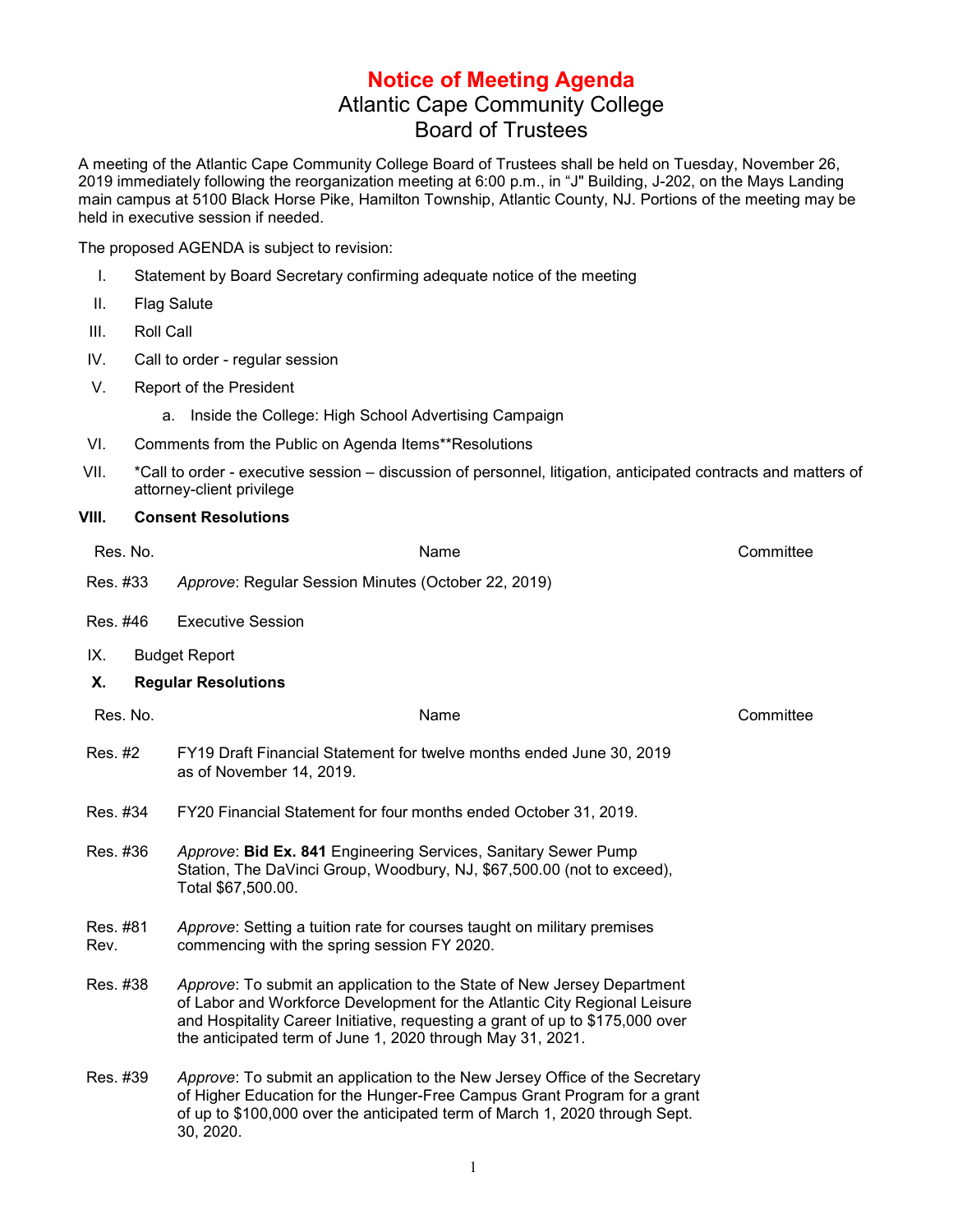# Notice of Meeting Agenda

## Atlantic Cape Community College
## Board of Trustees

A meeting of the Atlantic Cape Community College Board of Trustees shall be held on Tuesday, November 26, 2019 immediately following the reorganization meeting at 6:00 p.m., in "J" Building, J-202, on the Mays Landing main campus at 5100 Black Horse Pike, Hamilton Township, Atlantic County, NJ. Portions of the meeting may be held in executive session if needed.

The proposed AGENDA is subject to revision:

I. Statement by Board Secretary confirming adequate notice of the meeting

II. Flag Salute

III. Roll Call

IV. Call to order - regular session

V. Report of the President

   a. Inside the College: High School Advertising Campaign

VI. Comments from the Public on Agenda Items**Resolutions

VII. *Call to order - executive session – discussion of personnel, litigation, anticipated contracts and matters of attorney-client privilege

**VIII. Consent Resolutions**

| Res. No. | Name | Committee |
|---|---|---|
| Res. #33 | *Approve*: Regular Session Minutes (October 22, 2019) | |
| Res. #46 | Executive Session | |

IX. Budget Report

**X. Regular Resolutions**

| Res. No. | Name | Committee |
|---|---|---|
| Res. #2 | FY19 Draft Financial Statement for twelve months ended June 30, 2019 as of November 14, 2019. | |
| Res. #34 | FY20 Financial Statement for four months ended October 31, 2019. | |
| Res. #36 | *Approve*: **Bid Ex. 841** Engineering Services, Sanitary Sewer Pump Station, The DaVinci Group, Woodbury, NJ, $67,500.00 (not to exceed), Total $67,500.00. | |
| Res. #81 Rev. | *Approve*: Setting a tuition rate for courses taught on military premises commencing with the spring session FY 2020. | |
| Res. #38 | *Approve*: To submit an application to the State of New Jersey Department of Labor and Workforce Development for the Atlantic City Regional Leisure and Hospitality Career Initiative, requesting a grant of up to $175,000 over the anticipated term of June 1, 2020 through May 31, 2021. | |
| Res. #39 | *Approve*: To submit an application to the New Jersey Office of the Secretary of Higher Education for the Hunger-Free Campus Grant Program for a grant of up to $100,000 over the anticipated term of March 1, 2020 through Sept. 30, 2020. | |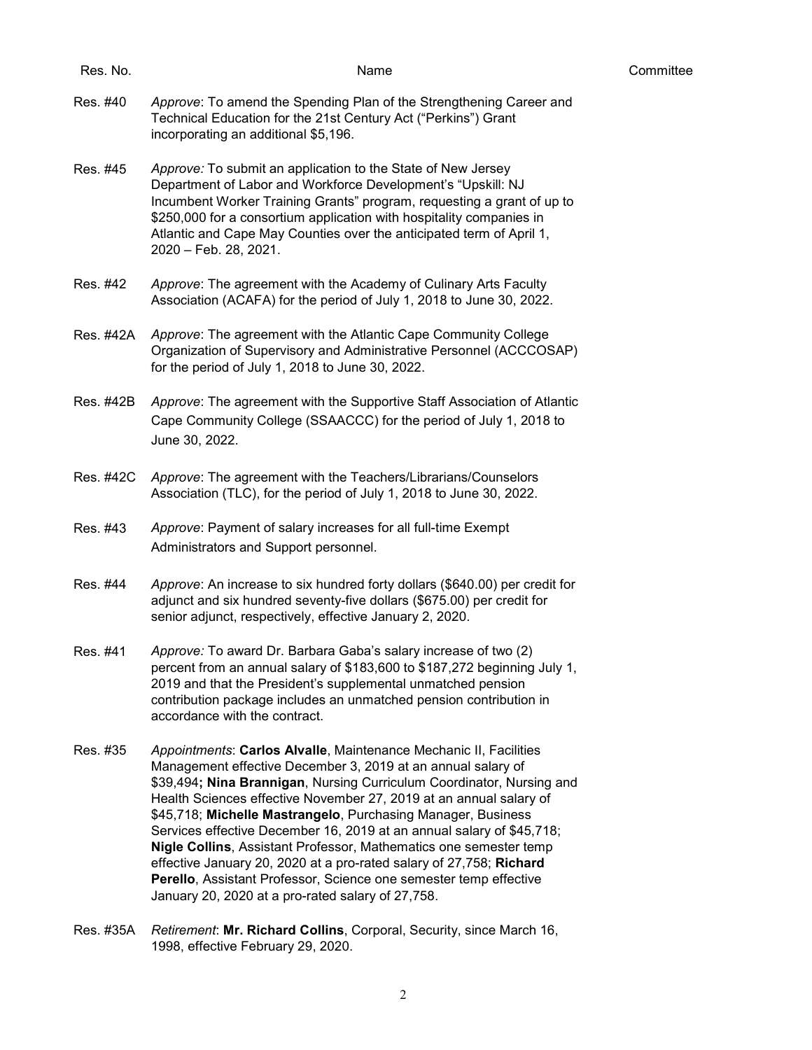| Res. No. | Name | Committee |
|---|---|---|
| Res. #40 | *Approve*: To amend the Spending Plan of the Strengthening Career and Technical Education for the 21st Century Act ("Perkins") Grant incorporating an additional $5,196. | |
| Res. #45 | *Approve:* To submit an application to the State of New Jersey Department of Labor and Workforce Development's "Upskill: NJ Incumbent Worker Training Grants" program, requesting a grant of up to $250,000 for a consortium application with hospitality companies in Atlantic and Cape May Counties over the anticipated term of April 1, 2020 – Feb. 28, 2021. | |
| Res. #42 | *Approve*: The agreement with the Academy of Culinary Arts Faculty Association (ACAFA) for the period of July 1, 2018 to June 30, 2022. | |
| Res. #42A | *Approve*: The agreement with the Atlantic Cape Community College Organization of Supervisory and Administrative Personnel (ACCCOSAP) for the period of July 1, 2018 to June 30, 2022. | |
| Res. #42B | *Approve*: The agreement with the Supportive Staff Association of Atlantic Cape Community College (SSAACCC) for the period of July 1, 2018 to June 30, 2022. | |
| Res. #42C | *Approve*: The agreement with the Teachers/Librarians/Counselors Association (TLC), for the period of July 1, 2018 to June 30, 2022. | |
| Res. #43 | *Approve*: Payment of salary increases for all full-time Exempt Administrators and Support personnel. | |
| Res. #44 | *Approve*: An increase to six hundred forty dollars ($640.00) per credit for adjunct and six hundred seventy-five dollars ($675.00) per credit for senior adjunct, respectively, effective January 2, 2020. | |
| Res. #41 | *Approve:* To award Dr. Barbara Gaba's salary increase of two (2) percent from an annual salary of $183,600 to $187,272 beginning July 1, 2019 and that the President's supplemental unmatched pension contribution package includes an unmatched pension contribution in accordance with the contract. | |
| Res. #35 | *Appointments*: **Carlos Alvalle**, Maintenance Mechanic II, Facilities Management effective December 3, 2019 at an annual salary of $39,494**; Nina Brannigan**, Nursing Curriculum Coordinator, Nursing and Health Sciences effective November 27, 2019 at an annual salary of $45,718; **Michelle Mastrangelo**, Purchasing Manager, Business Services effective December 16, 2019 at an annual salary of $45,718; **Nigle Collins**, Assistant Professor, Mathematics one semester temp effective January 20, 2020 at a pro-rated salary of 27,758; **Richard Perello**, Assistant Professor, Science one semester temp effective January 20, 2020 at a pro-rated salary of 27,758. | |
| Res. #35A | *Retirement*: **Mr. Richard Collins**, Corporal, Security, since March 16, 1998, effective February 29, 2020. | |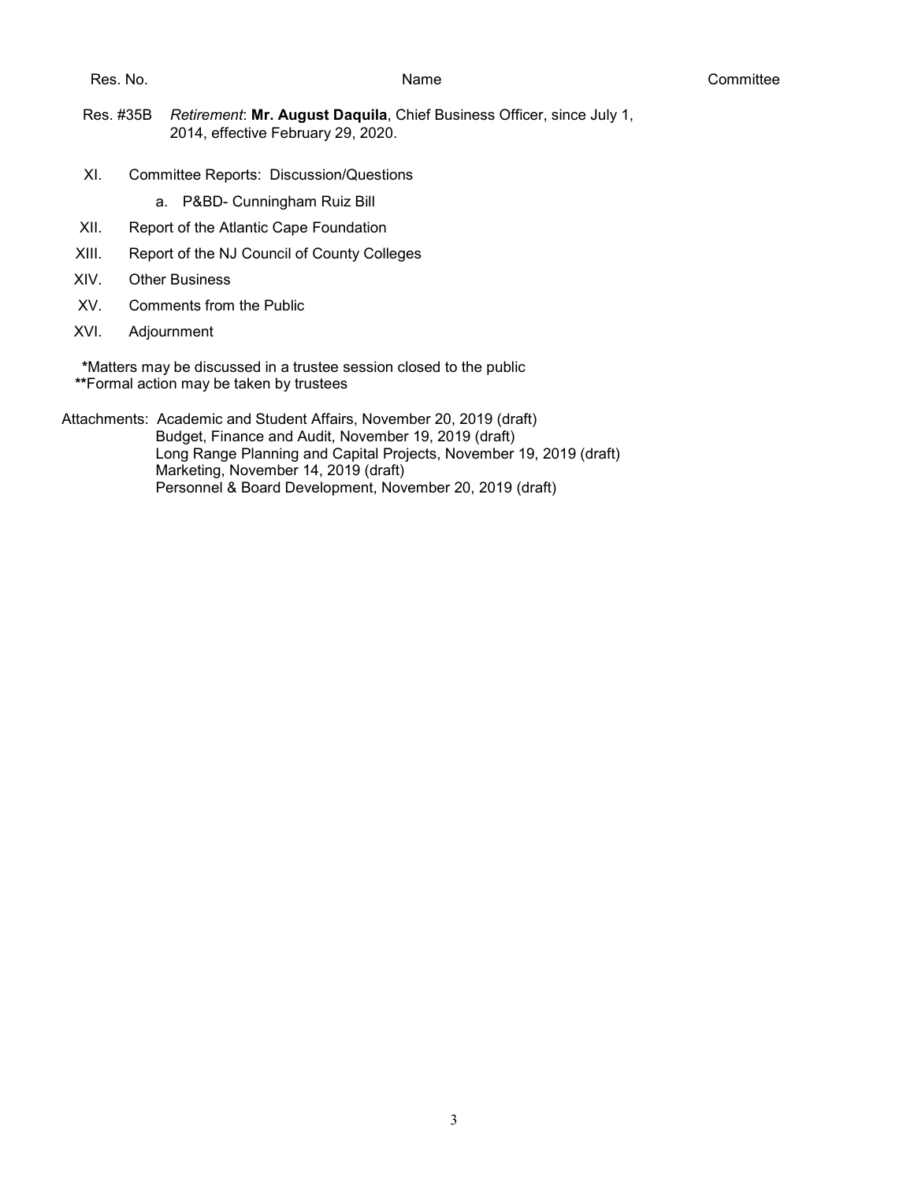| Res. No. | Name | Committee |
|---|---|---|
| Res. #35B | *Retirement*: **Mr. August Daquila**, Chief Business Officer, since July 1, 2014, effective February 29, 2020. | |

XI. Committee Reports: Discussion/Questions

a. P&BD- Cunningham Ruiz Bill

XII. Report of the Atlantic Cape Foundation

XIII. Report of the NJ Council of County Colleges

XIV. Other Business

XV. Comments from the Public

XVI. Adjournment

**\***Matters may be discussed in a trustee session closed to the public
**\*\***Formal action may be taken by trustees

Attachments: Academic and Student Affairs, November 20, 2019 (draft)
Budget, Finance and Audit, November 19, 2019 (draft)
Long Range Planning and Capital Projects, November 19, 2019 (draft)
Marketing, November 14, 2019 (draft)
Personnel & Board Development, November 20, 2019 (draft)